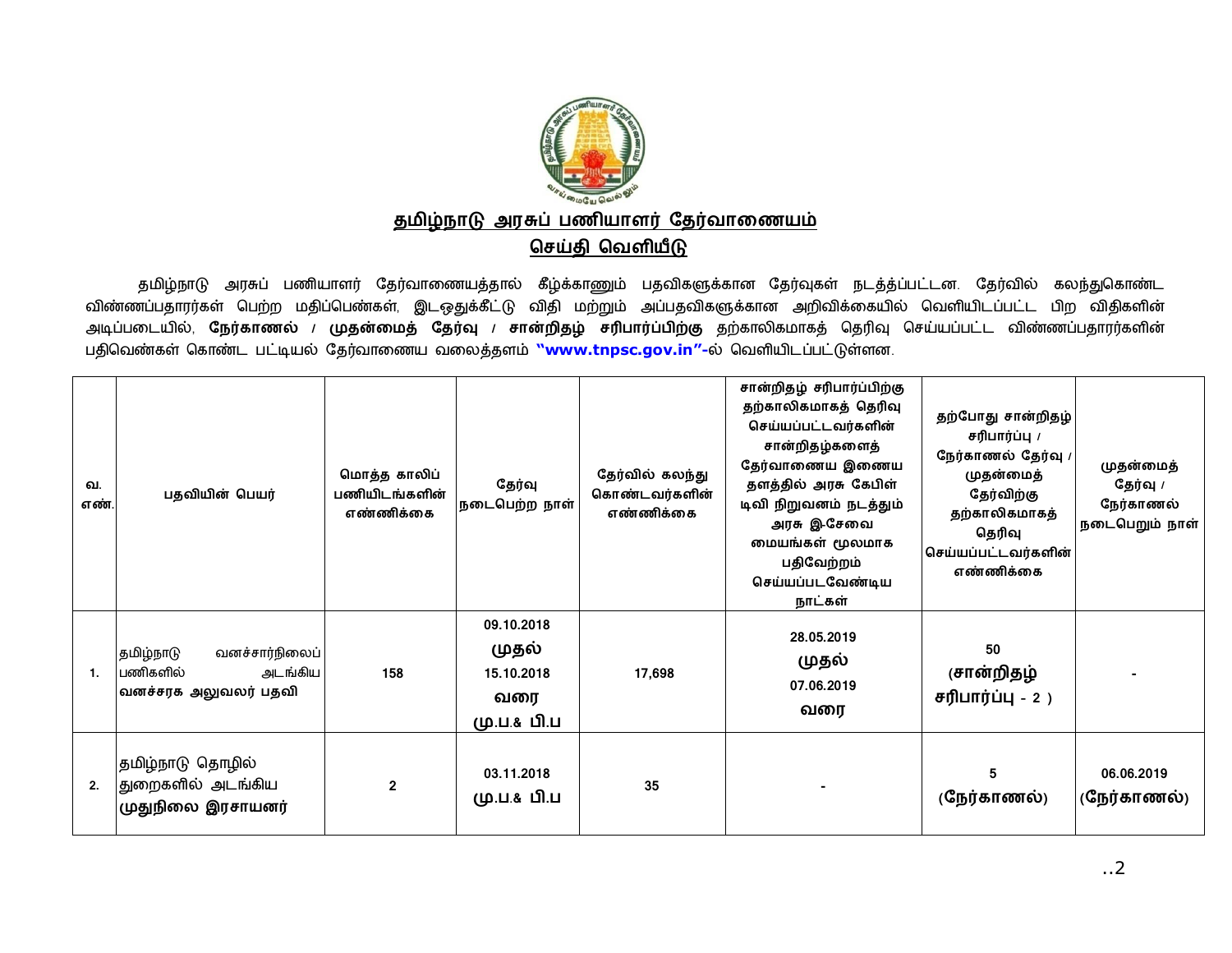# தமிழ்நாடு அரசுப் பணியாளர் தேர்வாணையம்

## செய்தி வெளியீடு

தமிழ்நாடு அரசுப் பணியாளர் தேர்வாணையத்தால் கீழ்க்காணும் பதவிகளுக்கான தேர்வுகள் நடத்தப்பட்டன. தேர்வில் கலந்துகொண்ட விண்ணப்பதாரர்கள் பெற்ற மதிப்பெண்கள், இடஒதுக்கீட்டு விதி மற்றும் அப்பதவிகளுக்கான அறிவிக்கையில் வெளியிடப்பட்ட பிற விதிகளின் அடிப்படையில், **நேர்காணல் / முதன்மைத் தேர்வு / சான்றிதழ் சரிபார்ப்பிற்கு** தற்காலிகமாகத் தெரிவு செய்யப்பட்ட விண்ணப்பதாரர்களின் பதிவெண்கள் கொண்ட பட்டியல் தேர்வாணைய வலைத்தளம் **"www.tnpsc.gov.in"-**ல் வெளியிடப்பட்டுள்ளன.

| வ. எண். | பதவியின் பெயர் | மொத்த காலிப் பணியிடங்களின் எண்ணிக்கை | தேர்வு நடைபெற்ற நாள் | தேர்வில் கலந்து கொண்டவர்களின் எண்ணிக்கை | சான்றிதழ் சரிபார்ப்பிற்கு தற்காலிகமாகத் தெரிவு செய்யப்பட்டவர்களின் சான்றிதழ்களைத் தேர்வாணைய இணைய தளத்தில் அரசு கேபிள் டிவி நிறுவனம் நடத்தும் அரசு இ-சேவை மையங்கள் மூலமாக பதிவேற்றம் செய்யப்படவேண்டிய நாட்கள் | தற்போது சான்றிதழ் சரிபார்ப்பு / நேர்காணல் தேர்வு / முதன்மைத் தேர்விற்கு தற்காலிகமாகத் தெரிவு செய்யப்பட்டவர்களின் எண்ணிக்கை | முதன்மைத் தேர்வு / நேர்காணல் நடைபெறும் நாள் |
|---|---|---|---|---|---|---|---|
| 1. | தமிழ்நாடு வனச்சார்நிலைப் பணிகளில் அடங்கிய **வனச்சரக அலுவலர் பதவி** | 158 | 09.10.2018 **முதல்** 15.10.2018 **வரை** **மு.ப.& பி.ப** | 17,698 | 28.05.2019 **முதல்** 07.06.2019 **வரை** | 50 **(சான்றிதழ் சரிபார்ப்பு - 2 )** | - |
| 2. | தமிழ்நாடு தொழில் துறைகளில் அடங்கிய **முதுநிலை இரசாயனர்** | 2 | 03.11.2018 **மு.ப.& பி.ப** | 35 | - | 5 **(நேர்காணல்)** | 06.06.2019 **(நேர்காணல்)** |

..2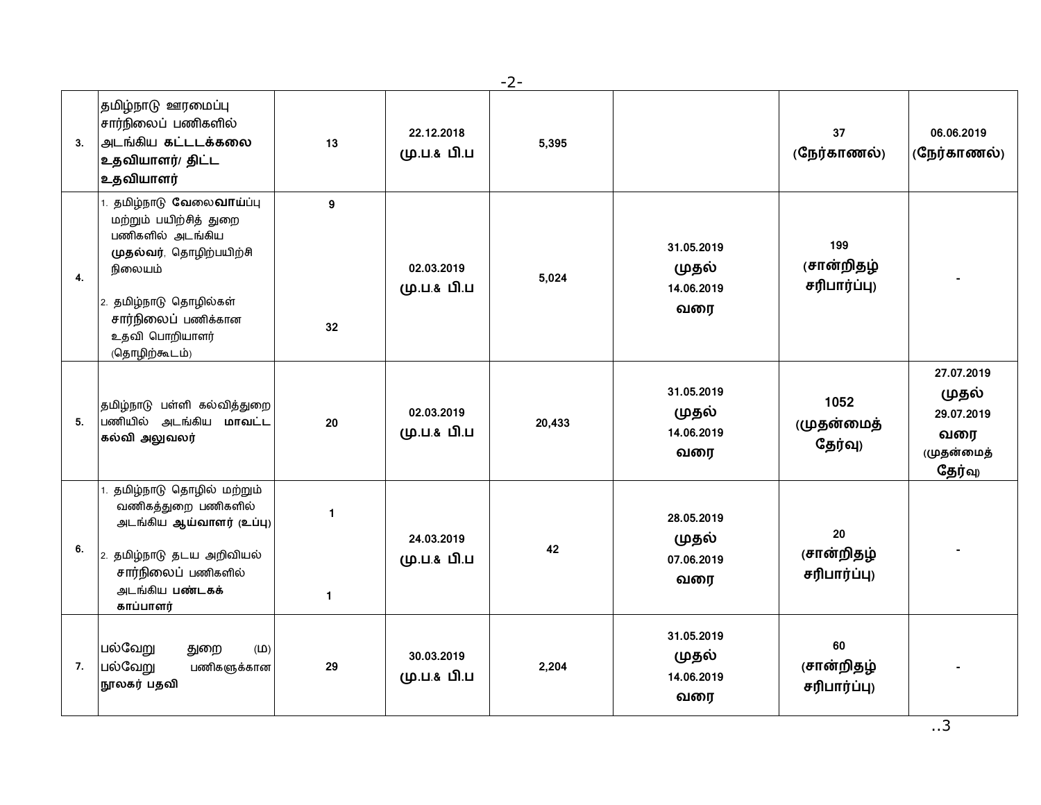| | | | | | | | |
|---|---|---|---|---|---|---|---|
| 3. | தமிழ்நாடு ஊரமைப்பு சார்நிலைப் பணிகளில் அடங்கிய **கட்டடக்கலை உதவியாளர்/ திட்ட உதவியாளர்** | 13 | 22.12.2018 மு.ப.& பி.ப | 5,395 | | 37 (நேர்காணல்) | 06.06.2019 (நேர்காணல்) |
| 4. | 1. தமிழ்நாடு வேலைவாய்ப்பு மற்றும் பயிற்சித் துறை பணிகளில் அடங்கிய **முதல்வர்**, தொழிற்பயிற்சி நிலையம் 2. தமிழ்நாடு தொழில்கள் சார்நிலைப் பணிக்கான உதவி பொறியாளர் (தொழிற்கூடம்) | 9 32 | 02.03.2019 மு.ப.& பி.ப | 5,024 | 31.05.2019 முதல் 14.06.2019 வரை | 199 (சான்றிதழ் சரிபார்ப்பு) | - |
| 5. | தமிழ்நாடு பள்ளி கல்வித்துறை பணியில் அடங்கிய **மாவட்ட கல்வி அலுவலர்** | 20 | 02.03.2019 மு.ப.& பி.ப | 20,433 | 31.05.2019 முதல் 14.06.2019 வரை | 1052 (முதன்மைத் தேர்வு) | 27.07.2019 முதல் 29.07.2019 வரை (முதன்மைத் தேர்வு) |
| 6. | 1. தமிழ்நாடு தொழில் மற்றும் வணிகத்துறை பணிகளில் அடங்கிய **ஆய்வாளர் (உப்பு)** 2. தமிழ்நாடு தடய அறிவியல் சார்நிலைப் பணிகளில் அடங்கிய **பண்டகக் காப்பாளர்** | 1 1 | 24.03.2019 மு.ப.& பி.ப | 42 | 28.05.2019 முதல் 07.06.2019 வரை | 20 (சான்றிதழ் சரிபார்ப்பு) | - |
| 7. | பல்வேறு துறை (ம) பல்வேறு பணிகளுக்கான **நூலகர் பதவி** | 29 | 30.03.2019 மு.ப.& பி.ப | 2,204 | 31.05.2019 முதல் 14.06.2019 வரை | 60 (சான்றிதழ் சரிபார்ப்பு) | - |

..3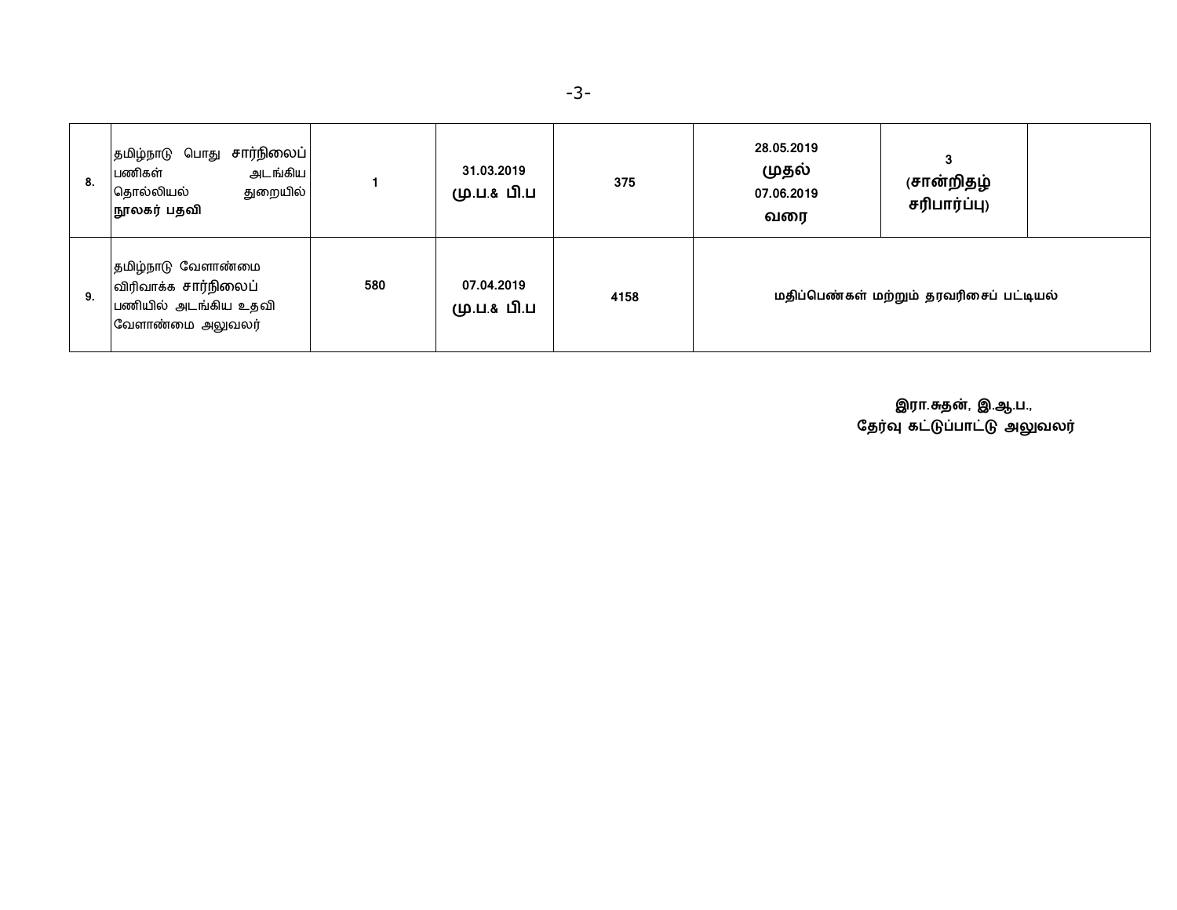| 8. | தமிழ்நாடு பொது சார்நிலைப் பணிகள் அடங்கிய தொல்லியல் துறையில் **நூலகர் பதவி** | 1 | **31.03.2019 மு.ப.& பி.ப** | **375** | **28.05.2019 முதல் 07.06.2019 வரை** | **3 (சான்றிதழ் சரிபார்ப்பு)** | |
|---|---|---|---|---|---|---|---|
| 9. | தமிழ்நாடு வேளாண்மை விரிவாக்க சார்நிலைப் பணியில் அடங்கிய உதவி வேளாண்மை அலுவலர் | 580 | **07.04.2019 மு.ப.& பி.ப** | **4158** | **மதிப்பெண்கள் மற்றும் தரவரிசைப் பட்டியல்** | | |

**இரா.சுதன், இ.ஆ.ப.,**
**தேர்வு கட்டுப்பாட்டு அலுவலர்**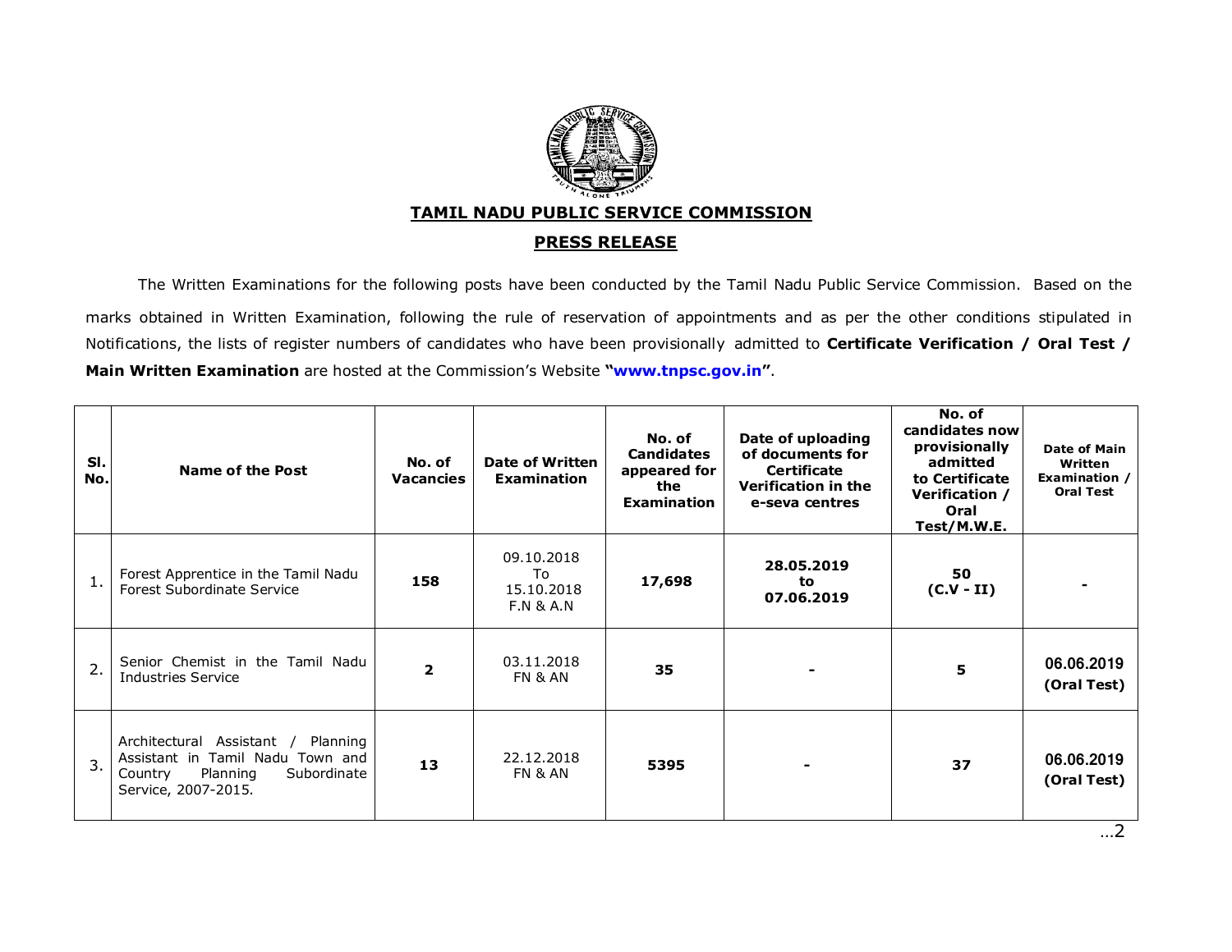# TAMIL NADU PUBLIC SERVICE COMMISSION

## PRESS RELEASE

The Written Examinations for the following posts have been conducted by the Tamil Nadu Public Service Commission. Based on the marks obtained in Written Examination, following the rule of reservation of appointments and as per the other conditions stipulated in Notifications, the lists of register numbers of candidates who have been provisionally admitted to **Certificate Verification / Oral Test / Main Written Examination** are hosted at the Commission's Website **"www.tnpsc.gov.in"**.

| Sl. No. | Name of the Post | No. of Vacancies | Date of Written Examination | No. of Candidates appeared for the Examination | Date of uploading of documents for Certificate Verification in the e-seva centres | No. of candidates now provisionally admitted to Certificate Verification / Oral Test/M.W.E. | Date of Main Written Examination / Oral Test |
|---|---|---|---|---|---|---|---|
| 1. | Forest Apprentice in the Tamil Nadu Forest Subordinate Service | **158** | 09.10.2018 To 15.10.2018 F.N & A.N | **17,698** | **28.05.2019 to 07.06.2019** | **50 (C.V - II)** | - |
| 2. | Senior Chemist in the Tamil Nadu Industries Service | **2** | 03.11.2018 FN & AN | **35** | - | **5** | **06.06.2019 (Oral Test)** |
| 3. | Architectural Assistant / Planning Assistant in Tamil Nadu Town and Country Planning Subordinate Service, 2007-2015. | **13** | 22.12.2018 FN & AN | **5395** | - | **37** | **06.06.2019 (Oral Test)** |

...2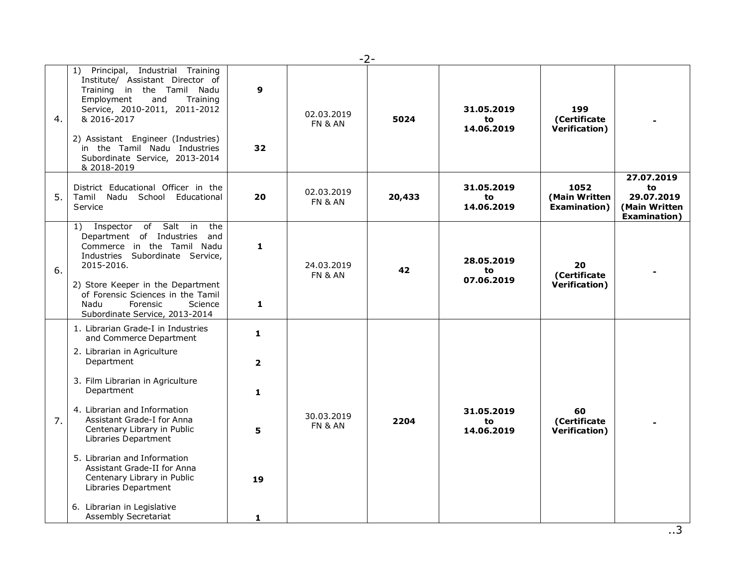| 4. | 1) Principal, Industrial Training Institute/ Assistant Director of Training in the Tamil Nadu Employment and Training Service, 2010-2011, 2011-2012 & 2016-2017<br><br>2) Assistant Engineer (Industries) in the Tamil Nadu Industries Subordinate Service, 2013-2014 & 2018-2019 | **9**<br><br>**32** | 02.03.2019 FN & AN | **5024** | **31.05.2019 to 14.06.2019** | **199 (Certificate Verification)** | **-** |
|---|---|---|---|---|---|---|---|
| 5. | District Educational Officer in the Tamil Nadu School Educational Service | **20** | 02.03.2019 FN & AN | **20,433** | **31.05.2019 to 14.06.2019** | **1052 (Main Written Examination)** | **27.07.2019 to 29.07.2019 (Main Written Examination)** |
| 6. | 1) Inspector of Salt in the Department of Industries and Commerce in the Tamil Nadu Industries Subordinate Service, 2015-2016.<br><br>2) Store Keeper in the Department of Forensic Sciences in the Tamil Nadu Forensic Science Subordinate Service, 2013-2014 | **1**<br><br>**1** | 24.03.2019 FN & AN | **42** | **28.05.2019 to 07.06.2019** | **20 (Certificate Verification)** | **-** |
| 7. | 1. Librarian Grade-I in Industries and Commerce Department<br>2. Librarian in Agriculture Department<br>3. Film Librarian in Agriculture Department<br>4. Librarian and Information Assistant Grade-I for Anna Centenary Library in Public Libraries Department<br>5. Librarian and Information Assistant Grade-II for Anna Centenary Library in Public Libraries Department<br>6. Librarian in Legislative Assembly Secretariat | **1**<br>**2**<br>**1**<br>**5**<br>**19**<br>**1** | 30.03.2019 FN & AN | **2204** | **31.05.2019 to 14.06.2019** | **60 (Certificate Verification)** | **-** |

..3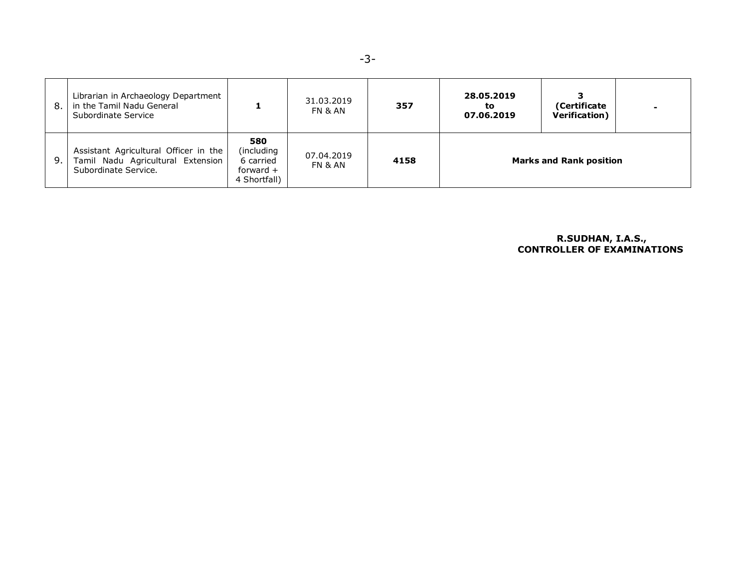| | | | | | | | |
|---|---|---|---|---|---|---|---|
| 8. | Librarian in Archaeology Department in the Tamil Nadu General Subordinate Service | **1** | 31.03.2019 FN & AN | **357** | **28.05.2019 to 07.06.2019** | **3 (Certificate Verification)** | **-** |
| 9. | Assistant Agricultural Officer in the Tamil Nadu Agricultural Extension Subordinate Service. | **580** (including 6 carried forward + 4 Shortfall) | 07.04.2019 FN & AN | **4158** | **Marks and Rank position** | | |

**R.SUDHAN, I.A.S.,**
**CONTROLLER OF EXAMINATIONS**